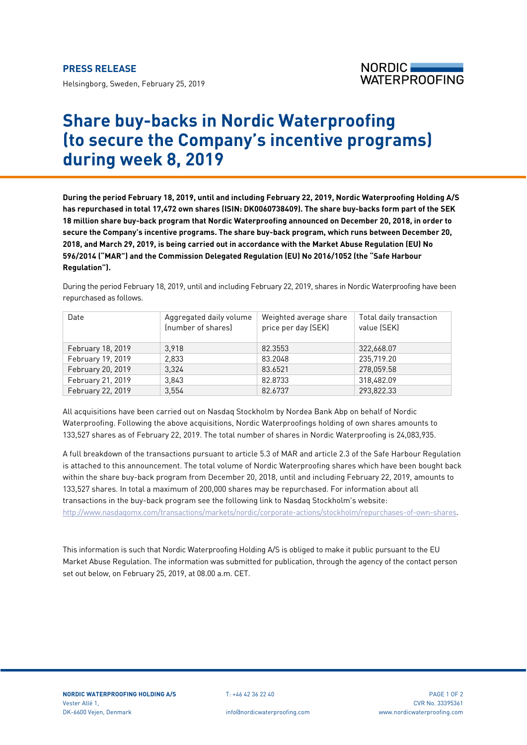**PRESS RELEASE**

Helsingborg, Sweden, February 25, 2019

# Share buy-backs in Nordic Waterproofing (to secure the Company's incentive programs) during week 8, 2019

**During the period February 18, 2019, until and including February 22, 2019, Nordic Waterproofing Holding A/S has repurchased in total 17,472 own shares (ISIN: DK0060738409). The share buy-backs form part of the SEK 18 million share buy-back program that Nordic Waterproofing announced on December 20, 2018, in order to secure the Company's incentive programs. The share buy-back program, which runs between December 20, 2018, and March 29, 2019, is being carried out in accordance with the Market Abuse Regulation (EU) No 596/2014 ("MAR") and the Commission Delegated Regulation (EU) No 2016/1052 (the "Safe Harbour Regulation").**

During the period February 18, 2019, until and including February 22, 2019, shares in Nordic Waterproofing have been repurchased as follows.

| Date | Aggregated daily volume (number of shares) | Weighted average share price per day (SEK) | Total daily transaction value (SEK) |
|---|---|---|---|
| February 18, 2019 | 3,918 | 82.3553 | 322,668.07 |
| February 19, 2019 | 2,833 | 83.2048 | 235,719.20 |
| February 20, 2019 | 3,324 | 83.6521 | 278,059.58 |
| February 21, 2019 | 3,843 | 82.8733 | 318,482.09 |
| February 22, 2019 | 3,554 | 82.6737 | 293,822.33 |

All acquisitions have been carried out on Nasdaq Stockholm by Nordea Bank Abp on behalf of Nordic Waterproofing. Following the above acquisitions, Nordic Waterproofings holding of own shares amounts to 133,527 shares as of February 22, 2019. The total number of shares in Nordic Waterproofing is 24,083,935.

A full breakdown of the transactions pursuant to article 5.3 of MAR and article 2.3 of the Safe Harbour Regulation is attached to this announcement. The total volume of Nordic Waterproofing shares which have been bought back within the share buy-back program from December 20, 2018, until and including February 22, 2019, amounts to 133,527 shares. In total a maximum of 200,000 shares may be repurchased. For information about all transactions in the buy-back program see the following link to Nasdaq Stockholm's website: http://www.nasdaqomx.com/transactions/markets/nordic/corporate-actions/stockholm/repurchases-of-own-shares.

This information is such that Nordic Waterproofing Holding A/S is obliged to make it public pursuant to the EU Market Abuse Regulation. The information was submitted for publication, through the agency of the contact person set out below, on February 25, 2019, at 08.00 a.m. CET.

**NORDIC WATERPROOFING HOLDING A/S**
Vester Allé 1,
DK-6600 Vejen, Denmark

T: +46 42 36 22 40
info@nordicwaterproofing.com

CVR No. 33395361
www.nordicwaterproofing.com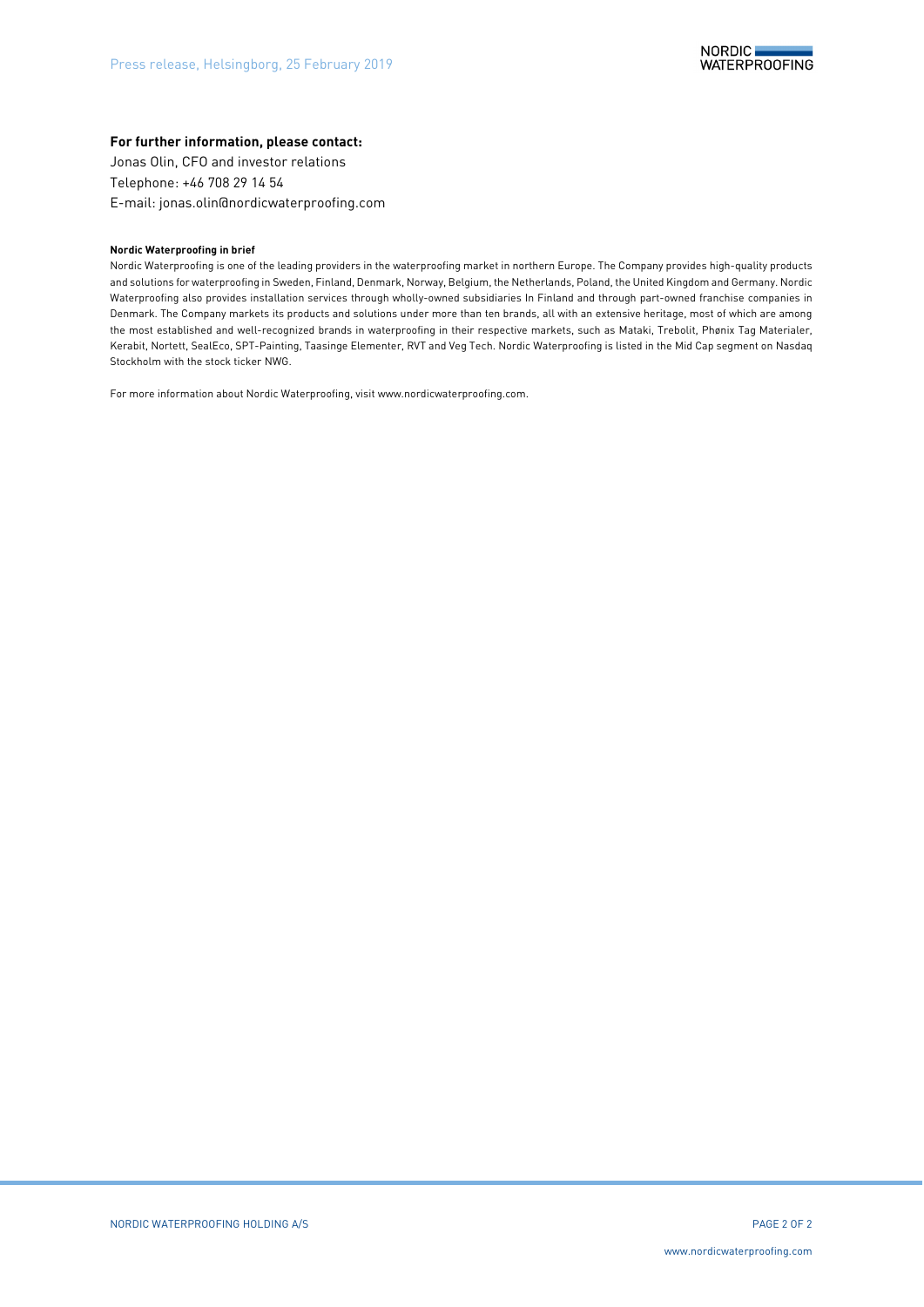**For further information, please contact:**

Jonas Olin, CFO and investor relations

Telephone: +46 708 29 14 54

E-mail: jonas.olin@nordicwaterproofing.com

**Nordic Waterproofing in brief**

Nordic Waterproofing is one of the leading providers in the waterproofing market in northern Europe. The Company provides high-quality products and solutions for waterproofing in Sweden, Finland, Denmark, Norway, Belgium, the Netherlands, Poland, the United Kingdom and Germany. Nordic Waterproofing also provides installation services through wholly-owned subsidiaries In Finland and through part-owned franchise companies in Denmark. The Company markets its products and solutions under more than ten brands, all with an extensive heritage, most of which are among the most established and well-recognized brands in waterproofing in their respective markets, such as Mataki, Trebolit, Phønix Tag Materialer, Kerabit, Nortett, SealEco, SPT-Painting, Taasinge Elementer, RVT and Veg Tech. Nordic Waterproofing is listed in the Mid Cap segment on Nasdaq Stockholm with the stock ticker NWG.

For more information about Nordic Waterproofing, visit www.nordicwaterproofing.com.